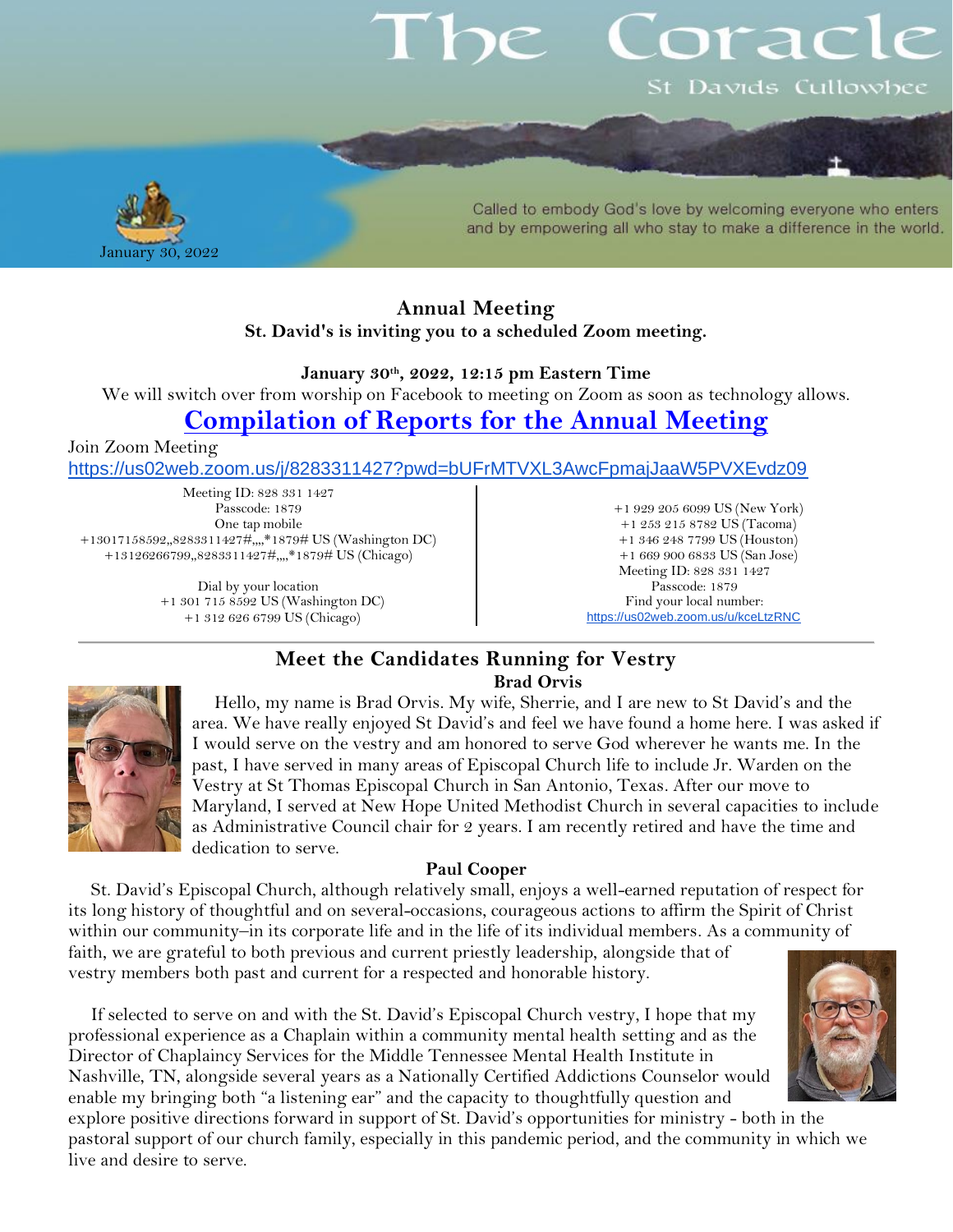# The Coracle

St Davids Cullowhee

January 30, 2022

Called to embody God's love by welcoming everyone who enters and by empowering all who stay to make a difference in the world.

## Annual Meeting

**St. David's is inviting you to a scheduled Zoom meeting.**

**January 30th, 2022, 12:15 pm Eastern Time**

We will switch over from worship on Facebook to meeting on Zoom as soon as technology allows.

**Compilation of Reports for the Annual Meeting**

Join Zoom Meeting

https://us02web.zoom.us/j/8283311427?pwd=bUFrMTVXL3AwcFpmajJaaW5PVXEvdz09

Meeting ID: 828 331 1427
Passcode: 1879
One tap mobile
+13017158592,,8283311427#,,,,*1879# US (Washington DC)
+13126266799,,8283311427#,,,,*1879# US (Chicago)

Dial by your location
+1 301 715 8592 US (Washington DC)
+1 312 626 6799 US (Chicago)
+1 929 205 6099 US (New York)
+1 253 215 8782 US (Tacoma)
+1 346 248 7799 US (Houston)
+1 669 900 6833 US (San Jose)
Meeting ID: 828 331 1427
Passcode: 1879
Find your local number:
https://us02web.zoom.us/u/kceLtzRNC

---

## Meet the Candidates Running for Vestry

### Brad Orvis

Hello, my name is Brad Orvis. My wife, Sherrie, and I are new to St David's and the area. We have really enjoyed St David's and feel we have found a home here. I was asked if I would serve on the vestry and am honored to serve God wherever he wants me. In the past, I have served in many areas of Episcopal Church life to include Jr. Warden on the Vestry at St Thomas Episcopal Church in San Antonio, Texas. After our move to Maryland, I served at New Hope United Methodist Church in several capacities to include as Administrative Council chair for 2 years. I am recently retired and have the time and dedication to serve.

### Paul Cooper

St. David's Episcopal Church, although relatively small, enjoys a well-earned reputation of respect for its long history of thoughtful and on several-occasions, courageous actions to affirm the Spirit of Christ within our community–in its corporate life and in the life of its individual members. As a community of faith, we are grateful to both previous and current priestly leadership, alongside that of vestry members both past and current for a respected and honorable history.

If selected to serve on and with the St. David's Episcopal Church vestry, I hope that my professional experience as a Chaplain within a community mental health setting and as the Director of Chaplaincy Services for the Middle Tennessee Mental Health Institute in Nashville, TN, alongside several years as a Nationally Certified Addictions Counselor would enable my bringing both "a listening ear" and the capacity to thoughtfully question and explore positive directions forward in support of St. David's opportunities for ministry - both in the pastoral support of our church family, especially in this pandemic period, and the community in which we live and desire to serve.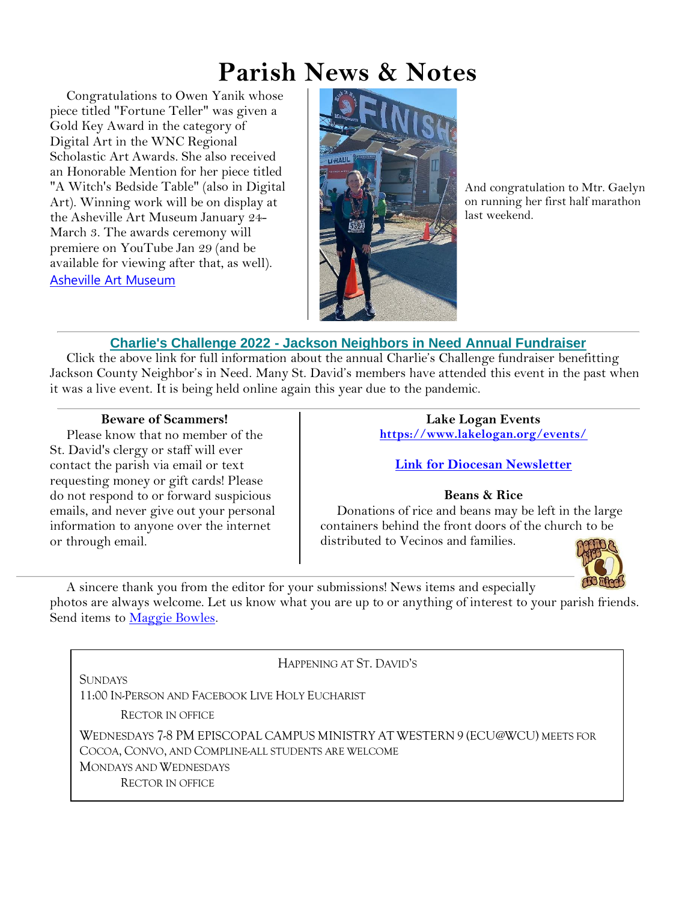# Parish News & Notes

Congratulations to Owen Yanik whose piece titled "Fortune Teller" was given a Gold Key Award in the category of Digital Art in the WNC Regional Scholastic Art Awards. She also received an Honorable Mention for her piece titled "A Witch's Bedside Table" (also in Digital Art). Winning work will be on display at the Asheville Art Museum January 24-March 3. The awards ceremony will premiere on YouTube Jan 29 (and be available for viewing after that, as well). Asheville Art Museum

And congratulation to Mtr. Gaelyn on running her first half marathon last weekend.

---

### Charlie's Challenge 2022 - Jackson Neighbors in Need Annual Fundraiser

Click the above link for full information about the annual Charlie's Challenge fundraiser benefitting Jackson County Neighbor's in Need. Many St. David's members have attended this event in the past when it was a live event. It is being held online again this year due to the pandemic.

---

**Beware of Scammers!**

Please know that no member of the St. David's clergy or staff will ever contact the parish via email or text requesting money or gift cards! Please do not respond to or forward suspicious emails, and never give out your personal information to anyone over the internet or through email.

**Lake Logan Events**

**https://www.lakelogan.org/events/**

**Link for Diocesan Newsletter**

**Beans & Rice**

Donations of rice and beans may be left in the large containers behind the front doors of the church to be distributed to Vecinos and families.

---

A sincere thank you from the editor for your submissions! News items and especially photos are always welcome. Let us know what you are up to or anything of interest to your parish friends. Send items to Maggie Bowles.

---

HAPPENING AT ST. DAVID'S

SUNDAYS

11:00 IN-PERSON AND FACEBOOK LIVE HOLY EUCHARIST

RECTOR IN OFFICE

WEDNESDAYS 7-8 PM EPISCOPAL CAMPUS MINISTRY AT WESTERN 9 (ECU@WCU) MEETS FOR COCOA, CONVO, AND COMPLINE-ALL STUDENTS ARE WELCOME

MONDAYS AND WEDNESDAYS

RECTOR IN OFFICE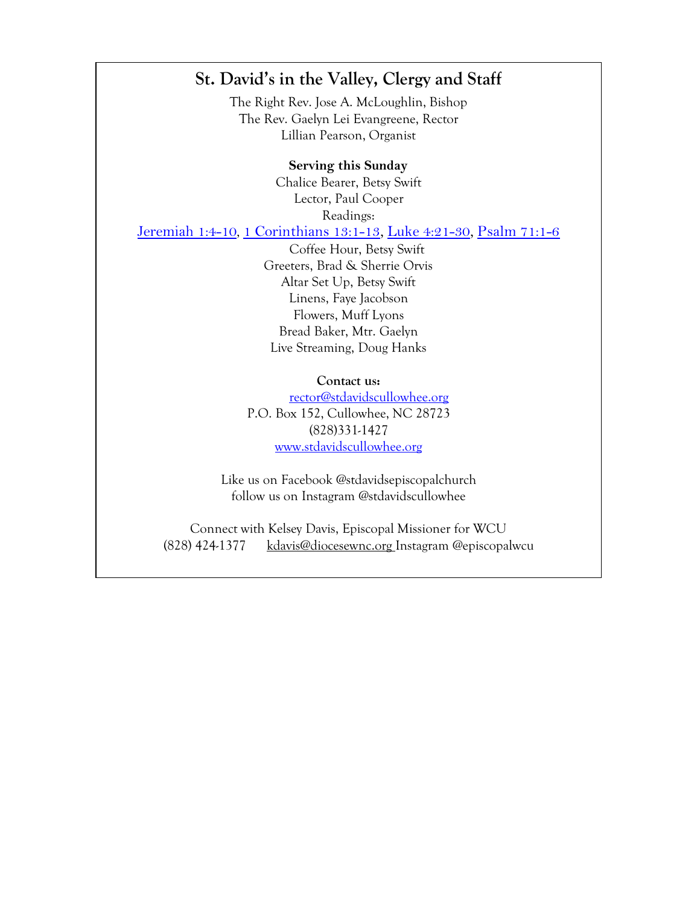## St. David's in the Valley, Clergy and Staff

The Right Rev. Jose A. McLoughlin, Bishop
The Rev. Gaelyn Lei Evangreene, Rector
Lillian Pearson, Organist

**Serving this Sunday**

Chalice Bearer, Betsy Swift
Lector, Paul Cooper
Readings:
Jeremiah 1:4-10, 1 Corinthians 13:1-13, Luke 4:21-30, Psalm 71:1-6
Coffee Hour, Betsy Swift
Greeters, Brad & Sherrie Orvis
Altar Set Up, Betsy Swift
Linens, Faye Jacobson
Flowers, Muff Lyons
Bread Baker, Mtr. Gaelyn
Live Streaming, Doug Hanks

**Contact us:**

rector@stdavidscullowhee.org
P.O. Box 152, Cullowhee, NC 28723
(828)331-1427
www.stdavidscullowhee.org

Like us on Facebook @stdavidsepiscopalchurch
follow us on Instagram @stdavidscullowhee

Connect with Kelsey Davis, Episcopal Missioner for WCU
(828) 424-1377 kdavis@diocesewnc.org Instagram @episcopalwcu